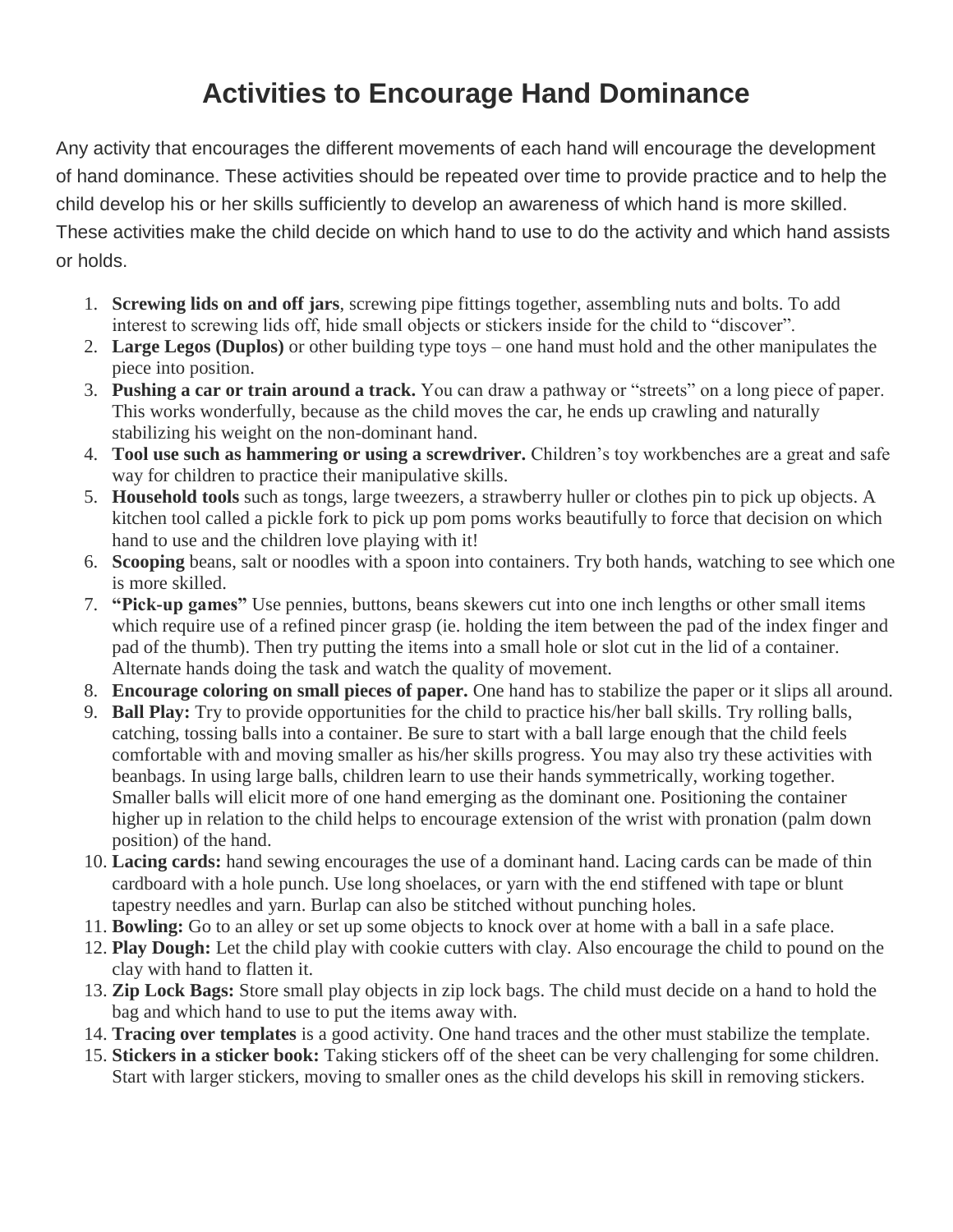# Activities to Encourage Hand Dominance

Any activity that encourages the different movements of each hand will encourage the development of hand dominance. These activities should be repeated over time to provide practice and to help the child develop his or her skills sufficiently to develop an awareness of which hand is more skilled. These activities make the child decide on which hand to use to do the activity and which hand assists or holds.

1. **Screwing lids on and off jars**, screwing pipe fittings together, assembling nuts and bolts. To add interest to screwing lids off, hide small objects or stickers inside for the child to "discover".
2. **Large Legos (Duplos)** or other building type toys – one hand must hold and the other manipulates the piece into position.
3. **Pushing a car or train around a track.** You can draw a pathway or "streets" on a long piece of paper. This works wonderfully, because as the child moves the car, he ends up crawling and naturally stabilizing his weight on the non-dominant hand.
4. **Tool use such as hammering or using a screwdriver.** Children's toy workbenches are a great and safe way for children to practice their manipulative skills.
5. **Household tools** such as tongs, large tweezers, a strawberry huller or clothes pin to pick up objects. A kitchen tool called a pickle fork to pick up pom poms works beautifully to force that decision on which hand to use and the children love playing with it!
6. **Scooping** beans, salt or noodles with a spoon into containers. Try both hands, watching to see which one is more skilled.
7. **"Pick-up games"** Use pennies, buttons, beans skewers cut into one inch lengths or other small items which require use of a refined pincer grasp (ie. holding the item between the pad of the index finger and pad of the thumb). Then try putting the items into a small hole or slot cut in the lid of a container. Alternate hands doing the task and watch the quality of movement.
8. **Encourage coloring on small pieces of paper.** One hand has to stabilize the paper or it slips all around.
9. **Ball Play:** Try to provide opportunities for the child to practice his/her ball skills. Try rolling balls, catching, tossing balls into a container. Be sure to start with a ball large enough that the child feels comfortable with and moving smaller as his/her skills progress. You may also try these activities with beanbags. In using large balls, children learn to use their hands symmetrically, working together. Smaller balls will elicit more of one hand emerging as the dominant one. Positioning the container higher up in relation to the child helps to encourage extension of the wrist with pronation (palm down position) of the hand.
10. **Lacing cards:** hand sewing encourages the use of a dominant hand. Lacing cards can be made of thin cardboard with a hole punch. Use long shoelaces, or yarn with the end stiffened with tape or blunt tapestry needles and yarn. Burlap can also be stitched without punching holes.
11. **Bowling:** Go to an alley or set up some objects to knock over at home with a ball in a safe place.
12. **Play Dough:** Let the child play with cookie cutters with clay. Also encourage the child to pound on the clay with hand to flatten it.
13. **Zip Lock Bags:** Store small play objects in zip lock bags. The child must decide on a hand to hold the bag and which hand to use to put the items away with.
14. **Tracing over templates** is a good activity. One hand traces and the other must stabilize the template.
15. **Stickers in a sticker book:** Taking stickers off of the sheet can be very challenging for some children. Start with larger stickers, moving to smaller ones as the child develops his skill in removing stickers.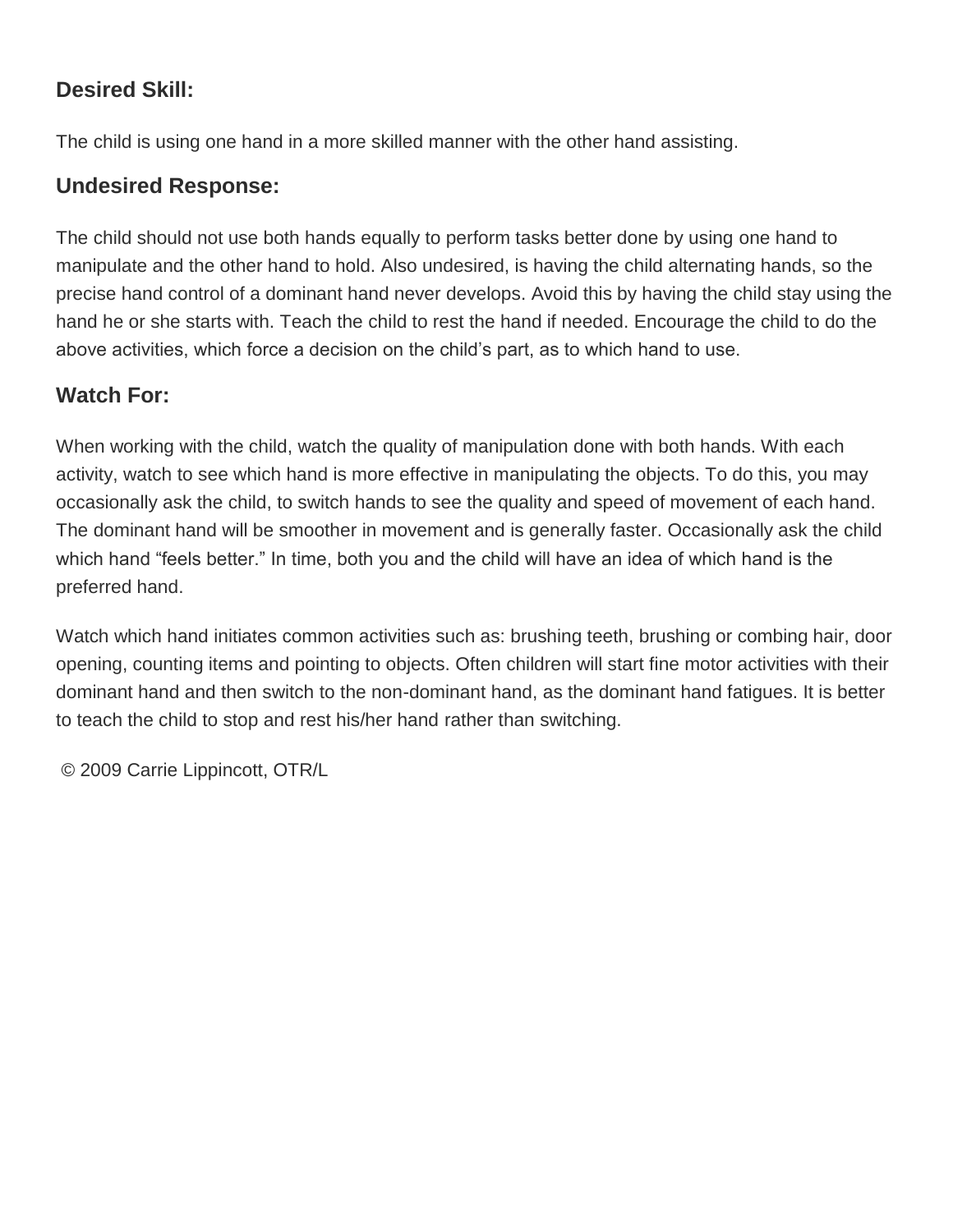### Desired Skill:

The child is using one hand in a more skilled manner with the other hand assisting.

### Undesired Response:

The child should not use both hands equally to perform tasks better done by using one hand to manipulate and the other hand to hold. Also undesired, is having the child alternating hands, so the precise hand control of a dominant hand never develops. Avoid this by having the child stay using the hand he or she starts with. Teach the child to rest the hand if needed. Encourage the child to do the above activities, which force a decision on the child's part, as to which hand to use.

### Watch For:

When working with the child, watch the quality of manipulation done with both hands. With each activity, watch to see which hand is more effective in manipulating the objects. To do this, you may occasionally ask the child, to switch hands to see the quality and speed of movement of each hand. The dominant hand will be smoother in movement and is generally faster. Occasionally ask the child which hand "feels better." In time, both you and the child will have an idea of which hand is the preferred hand.

Watch which hand initiates common activities such as: brushing teeth, brushing or combing hair, door opening, counting items and pointing to objects. Often children will start fine motor activities with their dominant hand and then switch to the non-dominant hand, as the dominant hand fatigues. It is better to teach the child to stop and rest his/her hand rather than switching.

© 2009 Carrie Lippincott, OTR/L